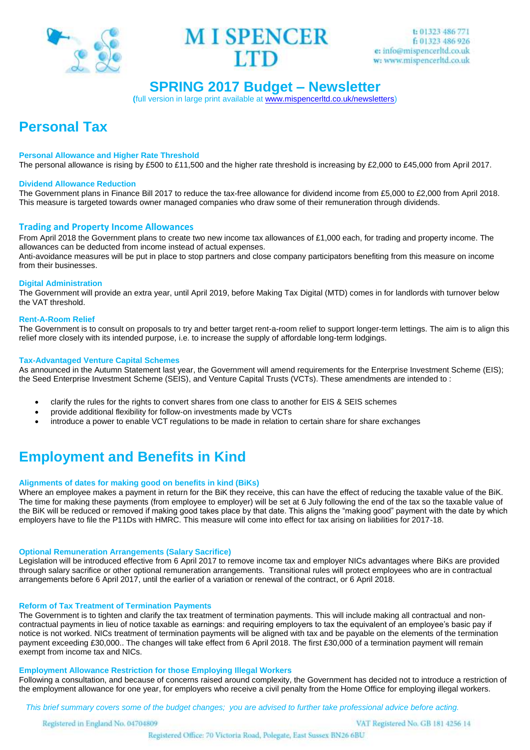# M I SPENCER LTD

t: 01323 486 771
f: 01323 486 926
e: info@mispencerltd.co.uk
w: www.mispencerltd.co.uk

## SPRING 2017 Budget – Newsletter

(full version in large print available at www.mispencerltd.co.uk/newsletters)

# Personal Tax

### Personal Allowance and Higher Rate Threshold

The personal allowance is rising by £500 to £11,500 and the higher rate threshold is increasing by £2,000 to £45,000 from April 2017.

### Dividend Allowance Reduction

The Government plans in Finance Bill 2017 to reduce the tax-free allowance for dividend income from £5,000 to £2,000 from April 2018. This measure is targeted towards owner managed companies who draw some of their remuneration through dividends.

### Trading and Property Income Allowances

From April 2018 the Government plans to create two new income tax allowances of £1,000 each, for trading and property income. The allowances can be deducted from income instead of actual expenses.
Anti-avoidance measures will be put in place to stop partners and close company participators benefiting from this measure on income from their businesses.

### Digital Administration

The Government will provide an extra year, until April 2019, before Making Tax Digital (MTD) comes in for landlords with turnover below the VAT threshold.

### Rent-A-Room Relief

The Government is to consult on proposals to try and better target rent-a-room relief to support longer-term lettings. The aim is to align this relief more closely with its intended purpose, i.e. to increase the supply of affordable long-term lodgings.

### Tax-Advantaged Venture Capital Schemes

As announced in the Autumn Statement last year, the Government will amend requirements for the Enterprise Investment Scheme (EIS); the Seed Enterprise Investment Scheme (SEIS), and Venture Capital Trusts (VCTs). These amendments are intended to :

- clarify the rules for the rights to convert shares from one class to another for EIS & SEIS schemes
- provide additional flexibility for follow-on investments made by VCTs
- introduce a power to enable VCT regulations to be made in relation to certain share for share exchanges

# Employment and Benefits in Kind

### Alignments of dates for making good on benefits in kind (BiKs)

Where an employee makes a payment in return for the BiK they receive, this can have the effect of reducing the taxable value of the BiK. The time for making these payments (from employee to employer) will be set at 6 July following the end of the tax so the taxable value of the BiK will be reduced or removed if making good takes place by that date. This aligns the "making good" payment with the date by which employers have to file the P11Ds with HMRC. This measure will come into effect for tax arising on liabilities for 2017-18.

### Optional Remuneration Arrangements (Salary Sacrifice)

Legislation will be introduced effective from 6 April 2017 to remove income tax and employer NICs advantages where BiKs are provided through salary sacrifice or other optional remuneration arrangements. Transitional rules will protect employees who are in contractual arrangements before 6 April 2017, until the earlier of a variation or renewal of the contract, or 6 April 2018.

### Reform of Tax Treatment of Termination Payments

The Government is to tighten and clarify the tax treatment of termination payments. This will include making all contractual and non-contractual payments in lieu of notice taxable as earnings: and requiring employers to tax the equivalent of an employee's basic pay if notice is not worked. NICs treatment of termination payments will be aligned with tax and be payable on the elements of the termination payment exceeding £30,000.. The changes will take effect from 6 April 2018. The first £30,000 of a termination payment will remain exempt from income tax and NICs.

### Employment Allowance Restriction for those Employing Illegal Workers

Following a consultation, and because of concerns raised around complexity, the Government has decided not to introduce a restriction of the employment allowance for one year, for employers who receive a civil penalty from the Home Office for employing illegal workers.

*This brief summary covers some of the budget changes; you are advised to further take professional advice before acting.*

Registered in England No. 04704809 VAT Registered No. GB 181 4256 14
Registered Office: 70 Victoria Road, Polegate, East Sussex BN26 6BU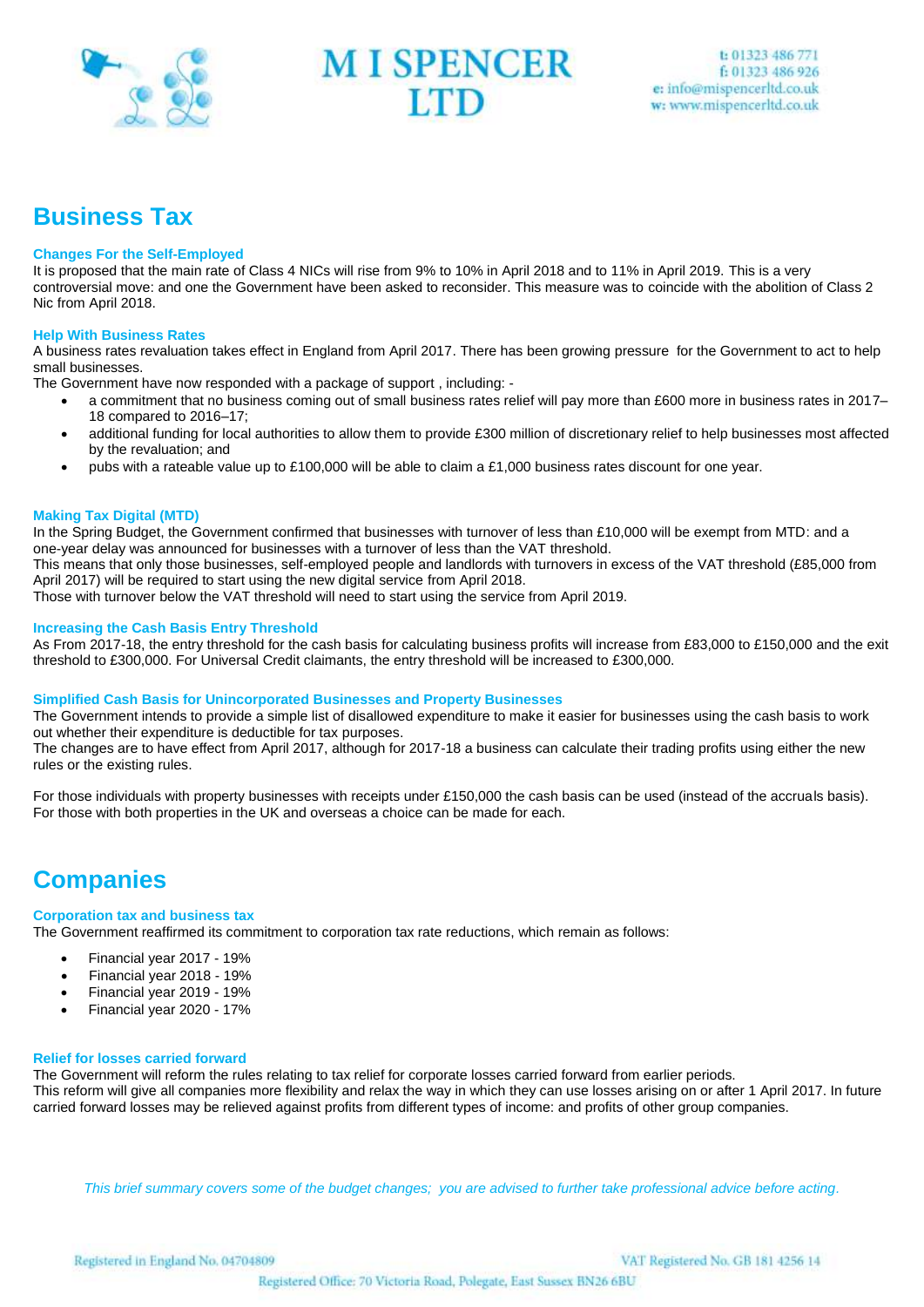# Business Tax

### Changes For the Self-Employed

It is proposed that the main rate of Class 4 NICs will rise from 9% to 10% in April 2018 and to 11% in April 2019. This is a very controversial move: and one the Government have been asked to reconsider. This measure was to coincide with the abolition of Class 2 Nic from April 2018.

### Help With Business Rates

A business rates revaluation takes effect in England from April 2017. There has been growing pressure for the Government to act to help small businesses.

The Government have now responded with a package of support , including: -

- a commitment that no business coming out of small business rates relief will pay more than £600 more in business rates in 2017–18 compared to 2016–17;
- additional funding for local authorities to allow them to provide £300 million of discretionary relief to help businesses most affected by the revaluation; and
- pubs with a rateable value up to £100,000 will be able to claim a £1,000 business rates discount for one year.

### Making Tax Digital (MTD)

In the Spring Budget, the Government confirmed that businesses with turnover of less than £10,000 will be exempt from MTD: and a one-year delay was announced for businesses with a turnover of less than the VAT threshold.

This means that only those businesses, self-employed people and landlords with turnovers in excess of the VAT threshold (£85,000 from April 2017) will be required to start using the new digital service from April 2018.

Those with turnover below the VAT threshold will need to start using the service from April 2019.

### Increasing the Cash Basis Entry Threshold

As From 2017-18, the entry threshold for the cash basis for calculating business profits will increase from £83,000 to £150,000 and the exit threshold to £300,000. For Universal Credit claimants, the entry threshold will be increased to £300,000.

### Simplified Cash Basis for Unincorporated Businesses and Property Businesses

The Government intends to provide a simple list of disallowed expenditure to make it easier for businesses using the cash basis to work out whether their expenditure is deductible for tax purposes.

The changes are to have effect from April 2017, although for 2017-18 a business can calculate their trading profits using either the new rules or the existing rules.

For those individuals with property businesses with receipts under £150,000 the cash basis can be used (instead of the accruals basis). For those with both properties in the UK and overseas a choice can be made for each.

# Companies

### Corporation tax and business tax

The Government reaffirmed its commitment to corporation tax rate reductions, which remain as follows:

- Financial year 2017 - 19%
- Financial year 2018 - 19%
- Financial year 2019 - 19%
- Financial year 2020 - 17%

### Relief for losses carried forward

The Government will reform the rules relating to tax relief for corporate losses carried forward from earlier periods.

This reform will give all companies more flexibility and relax the way in which they can use losses arising on or after 1 April 2017. In future carried forward losses may be relieved against profits from different types of income: and profits of other group companies.

*This brief summary covers some of the budget changes; you are advised to further take professional advice before acting.*